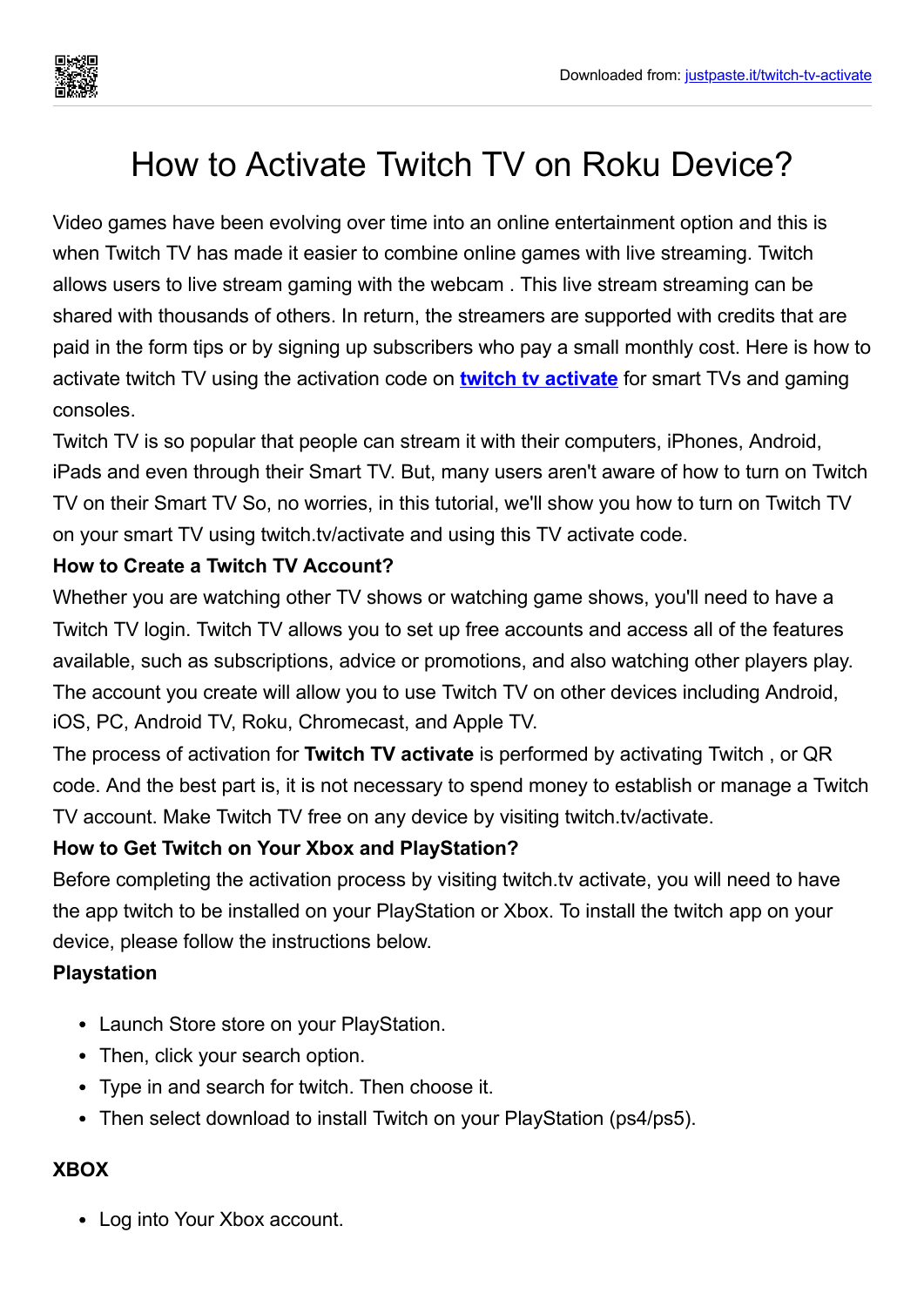# How to Activate Twitch TV on Roku Device?

Video games have been evolving over time into an online entertainment option and this is when Twitch TV has made it easier to combine online games with live streaming. Twitch allows users to live stream gaming with the webcam . This live stream streaming can be shared with thousands of others. In return, the streamers are supported with credits that are paid in the form tips or by signing up subscribers who pay a small monthly cost. Here is how to activate twitch TV using the activation code on **twitch tv activate** for smart TVs and gaming consoles.

Twitch TV is so popular that people can stream it with their computers, iPhones, Android, iPads and even through their Smart TV. But, many users aren't aware of how to turn on Twitch TV on their Smart TV So, no worries, in this tutorial, we'll show you how to turn on Twitch TV on your smart TV using twitch.tv/activate and using this TV activate code.

**How to Create a Twitch TV Account?**

Whether you are watching other TV shows or watching game shows, you'll need to have a Twitch TV login. Twitch TV allows you to set up free accounts and access all of the features available, such as subscriptions, advice or promotions, and also watching other players play. The account you create will allow you to use Twitch TV on other devices including Android, iOS, PC, Android TV, Roku, Chromecast, and Apple TV.

The process of activation for **Twitch TV activate** is performed by activating Twitch , or QR code. And the best part is, it is not necessary to spend money to establish or manage a Twitch TV account. Make Twitch TV free on any device by visiting twitch.tv/activate.

**How to Get Twitch on Your Xbox and PlayStation?**

Before completing the activation process by visiting twitch.tv activate, you will need to have the app twitch to be installed on your PlayStation or Xbox. To install the twitch app on your device, please follow the instructions below.

**Playstation**

- Launch Store store on your PlayStation.
- Then, click your search option.
- Type in and search for twitch. Then choose it.
- Then select download to install Twitch on your PlayStation (ps4/ps5).

**XBOX**

- Log into Your Xbox account.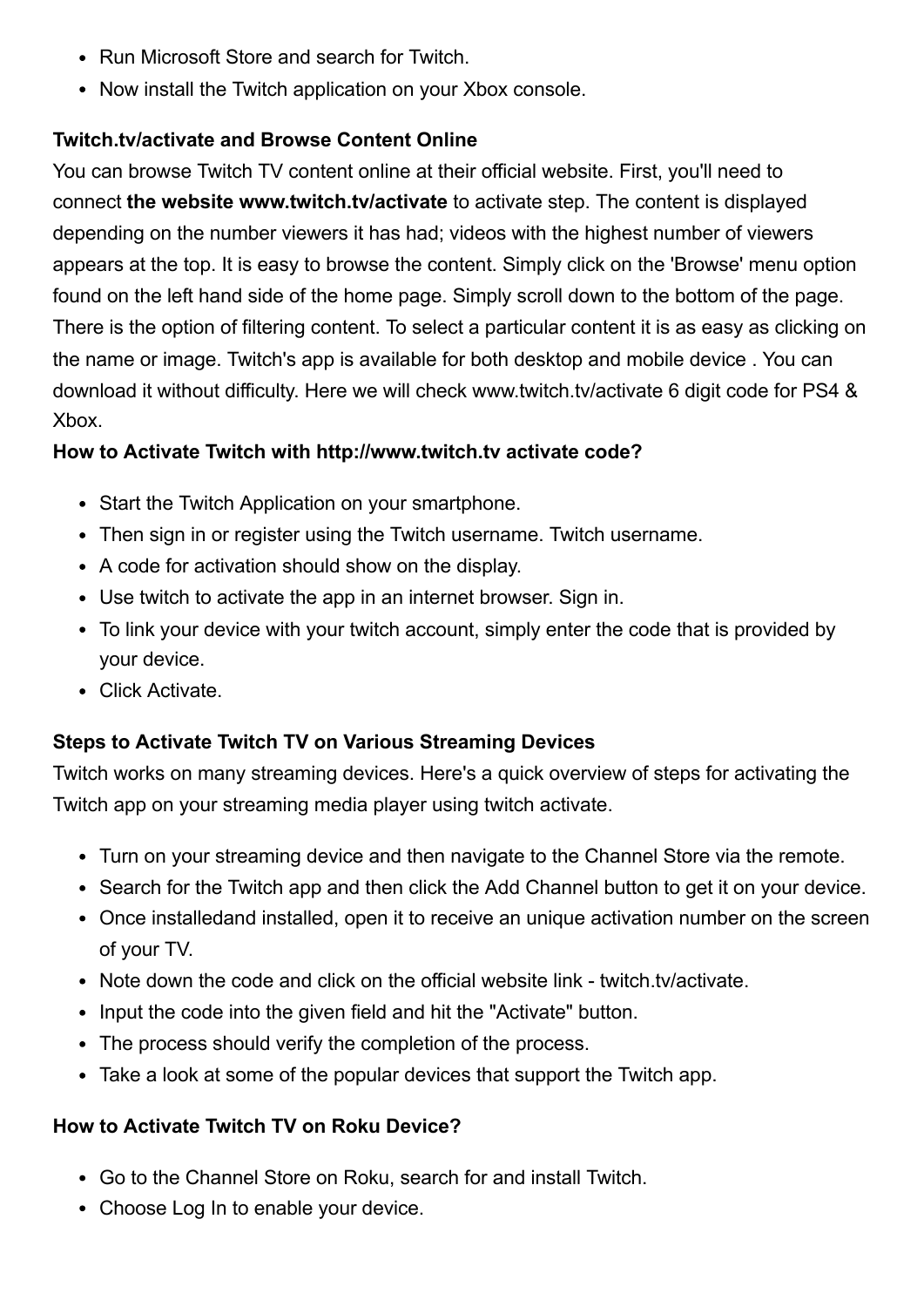- Run Microsoft Store and search for Twitch.
- Now install the Twitch application on your Xbox console.

**Twitch.tv/activate and Browse Content Online**

You can browse Twitch TV content online at their official website. First, you'll need to connect **the website www.twitch.tv/activate** to activate step. The content is displayed depending on the number viewers it has had; videos with the highest number of viewers appears at the top. It is easy to browse the content. Simply click on the 'Browse' menu option found on the left hand side of the home page. Simply scroll down to the bottom of the page. There is the option of filtering content. To select a particular content it is as easy as clicking on the name or image. Twitch's app is available for both desktop and mobile device . You can download it without difficulty. Here we will check www.twitch.tv/activate 6 digit code for PS4 & Xbox.

**How to Activate Twitch with http://www.twitch.tv activate code?**

- Start the Twitch Application on your smartphone.
- Then sign in or register using the Twitch username. Twitch username.
- A code for activation should show on the display.
- Use twitch to activate the app in an internet browser. Sign in.
- To link your device with your twitch account, simply enter the code that is provided by your device.
- Click Activate.

**Steps to Activate Twitch TV on Various Streaming Devices**

Twitch works on many streaming devices. Here's a quick overview of steps for activating the Twitch app on your streaming media player using twitch activate.

- Turn on your streaming device and then navigate to the Channel Store via the remote.
- Search for the Twitch app and then click the Add Channel button to get it on your device.
- Once installedand installed, open it to receive an unique activation number on the screen of your TV.
- Note down the code and click on the official website link - twitch.tv/activate.
- Input the code into the given field and hit the "Activate" button.
- The process should verify the completion of the process.
- Take a look at some of the popular devices that support the Twitch app.

**How to Activate Twitch TV on Roku Device?**

- Go to the Channel Store on Roku, search for and install Twitch.
- Choose Log In to enable your device.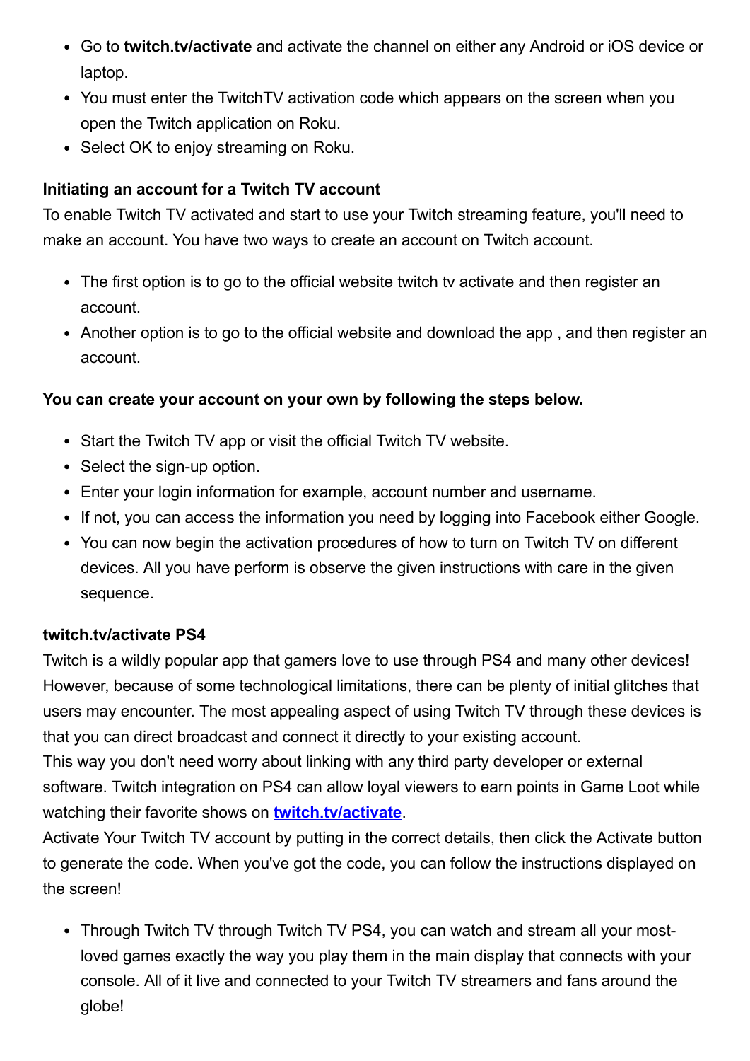- Go to **twitch.tv/activate** and activate the channel on either any Android or iOS device or laptop.
- You must enter the TwitchTV activation code which appears on the screen when you open the Twitch application on Roku.
- Select OK to enjoy streaming on Roku.

**Initiating an account for a Twitch TV account**

To enable Twitch TV activated and start to use your Twitch streaming feature, you'll need to make an account. You have two ways to create an account on Twitch account.

- The first option is to go to the official website twitch tv activate and then register an account.
- Another option is to go to the official website and download the app , and then register an account.

**You can create your account on your own by following the steps below.**

- Start the Twitch TV app or visit the official Twitch TV website.
- Select the sign-up option.
- Enter your login information for example, account number and username.
- If not, you can access the information you need by logging into Facebook either Google.
- You can now begin the activation procedures of how to turn on Twitch TV on different devices. All you have perform is observe the given instructions with care in the given sequence.

**twitch.tv/activate PS4**

Twitch is a wildly popular app that gamers love to use through PS4 and many other devices! However, because of some technological limitations, there can be plenty of initial glitches that users may encounter. The most appealing aspect of using Twitch TV through these devices is that you can direct broadcast and connect it directly to your existing account.
This way you don't need worry about linking with any third party developer or external software. Twitch integration on PS4 can allow loyal viewers to earn points in Game Loot while watching their favorite shows on **twitch.tv/activate**.
Activate Your Twitch TV account by putting in the correct details, then click the Activate button to generate the code. When you've got the code, you can follow the instructions displayed on the screen!

- Through Twitch TV through Twitch TV PS4, you can watch and stream all your most-loved games exactly the way you play them in the main display that connects with your console. All of it live and connected to your Twitch TV streamers and fans around the globe!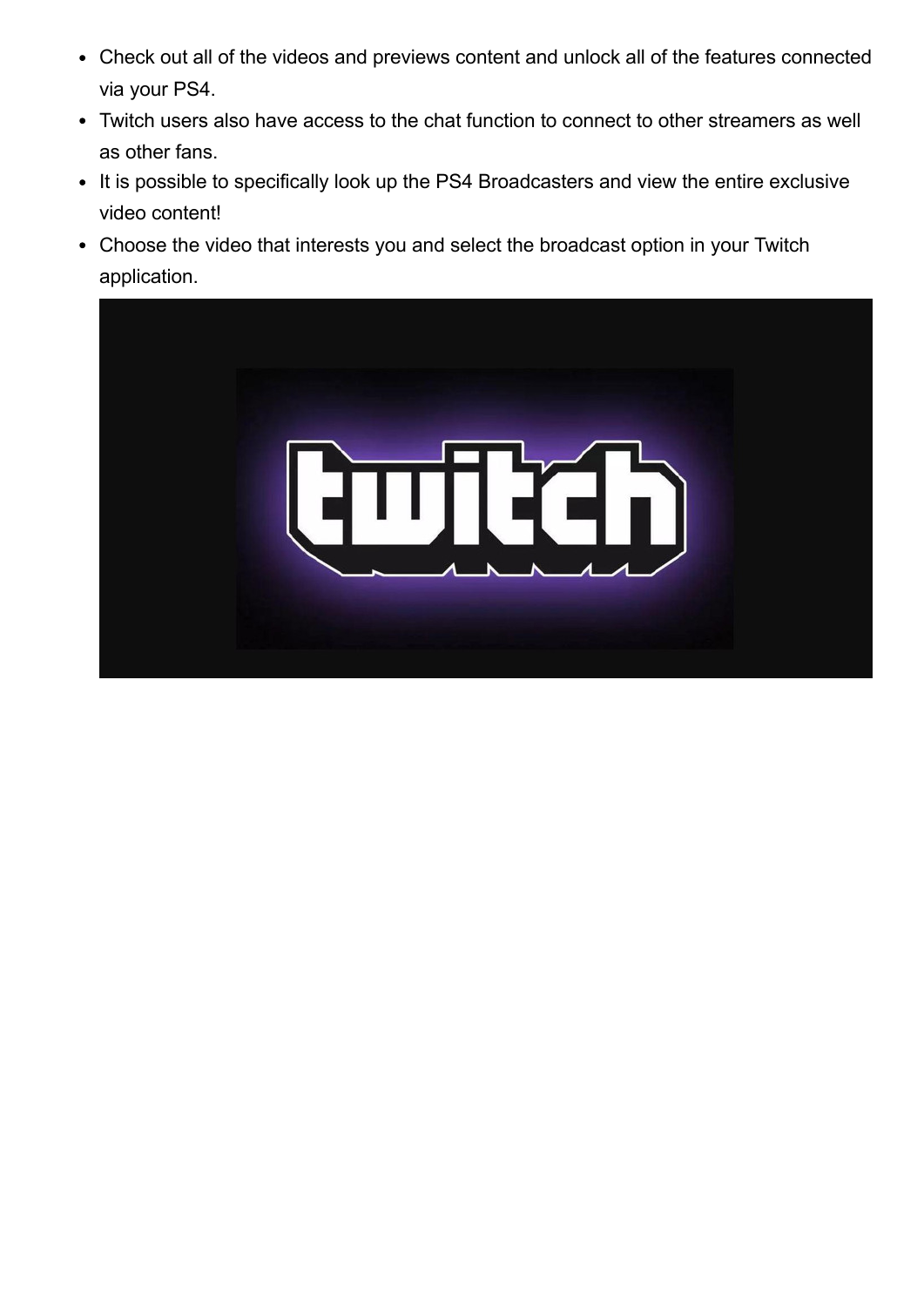- Check out all of the videos and previews content and unlock all of the features connected via your PS4.
- Twitch users also have access to the chat function to connect to other streamers as well as other fans.
- It is possible to specifically look up the PS4 Broadcasters and view the entire exclusive video content!
- Choose the video that interests you and select the broadcast option in your Twitch application.